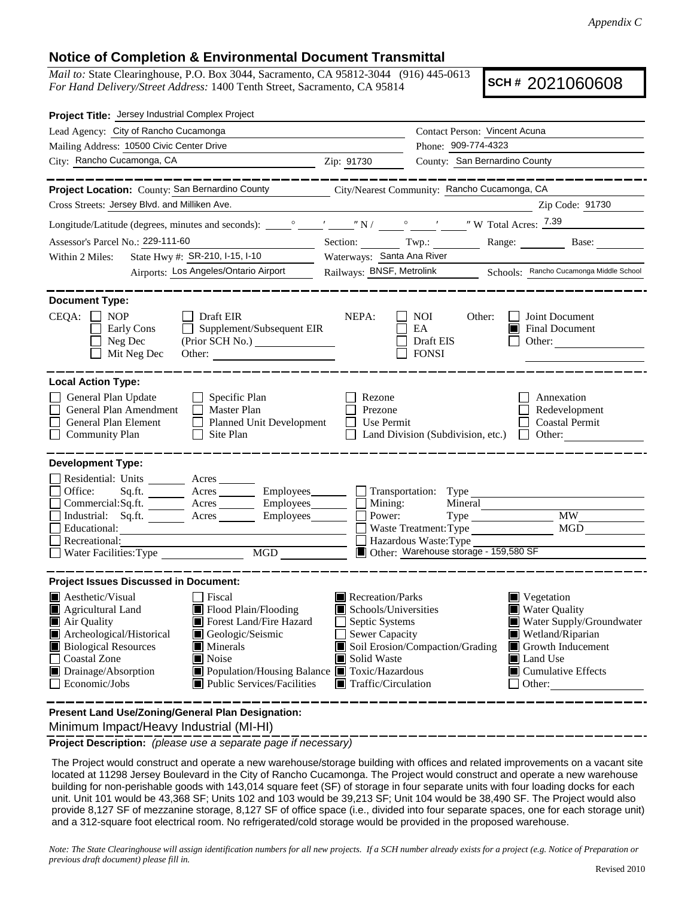*Appendix C*

## Notice of Completion & Environmental Document Transmittal

*Mail to:* State Clearinghouse, P.O. Box 3044, Sacramento, CA 95812-3044 (916) 445-0613
*For Hand Delivery/Street Address:* 1400 Tenth Street, Sacramento, CA 95814

**SCH #** 2021060608

**Project Title:** Jersey Industrial Complex Project

Lead Agency: City of Rancho Cucamonga
Contact Person: Vincent Acuna
Mailing Address: 10500 Civic Center Drive
Phone: 909-774-4323
City: Rancho Cucamonga, CA
Zip: 91730
County: San Bernardino County

**Project Location:** County: San Bernardino County
City/Nearest Community: Rancho Cucamonga, CA
Cross Streets: Jersey Blvd. and Milliken Ave.
Zip Code: 91730
Longitude/Latitude (degrees, minutes and seconds): ____° ____′ ____″ N / ____° ____′ ____″ W Total Acres: 7.39
Assessor's Parcel No.: 229-111-60
Section: ______ Twp.: ______ Range: ______ Base: ______
Within 2 Miles: State Hwy #: SR-210, I-15, I-10
Waterways: Santa Ana River
Airports: Los Angeles/Ontario Airport
Railways: BNSF, Metrolink
Schools: Rancho Cucamonga Middle School

**Document Type:**

CEQA: ☐ NOP ☐ Draft EIR ☐ Early Cons ☐ Supplement/Subsequent EIR ☐ Neg Dec (Prior SCH No.) ______ ☐ Mit Neg Dec Other: ______

NEPA: ☐ NOI ☐ EA ☐ Draft EIS ☐ FONSI

Other: ☐ Joint Document ■ Final Document ☐ Other: ______

**Local Action Type:**

☐ General Plan Update ☐ Specific Plan ☐ Rezone ☐ Annexation
☐ General Plan Amendment ☐ Master Plan ☐ Prezone ☐ Redevelopment
☐ General Plan Element ☐ Planned Unit Development ☐ Use Permit ☐ Coastal Permit
☐ Community Plan ☐ Site Plan ☐ Land Division (Subdivision, etc.) ☐ Other: ______

**Development Type:**

☐ Residential: Units ______ Acres ______
☐ Office: Sq.ft. ______ Acres ______ Employees ______
☐ Commercial: Sq.ft. ______ Acres ______ Employees ______
☐ Industrial: Sq.ft. ______ Acres ______ Employees ______
☐ Educational: ______
☐ Recreational: ______
☐ Water Facilities: Type ______ MGD ______
☐ Transportation: Type ______
☐ Mining: Mineral ______
☐ Power: Type ______ MW ______
☐ Waste Treatment: Type ______ MGD ______
☐ Hazardous Waste: Type ______
■ Other: Warehouse storage - 159,580 SF

**Project Issues Discussed in Document:**

■ Aesthetic/Visual ☐ Fiscal ■ Recreation/Parks ■ Vegetation
■ Agricultural Land ■ Flood Plain/Flooding ■ Schools/Universities ■ Water Quality
■ Air Quality ■ Forest Land/Fire Hazard ☐ Septic Systems ■ Water Supply/Groundwater
■ Archeological/Historical ■ Geologic/Seismic ☐ Sewer Capacity ■ Wetland/Riparian
■ Biological Resources ■ Minerals ■ Soil Erosion/Compaction/Grading ■ Growth Inducement
☐ Coastal Zone ■ Noise ■ Solid Waste ■ Land Use
■ Drainage/Absorption ■ Population/Housing Balance ■ Toxic/Hazardous ■ Cumulative Effects
☐ Economic/Jobs ■ Public Services/Facilities ■ Traffic/Circulation ☐ Other: ______

**Present Land Use/Zoning/General Plan Designation:**

Minimum Impact/Heavy Industrial (MI-HI)

**Project Description:** *(please use a separate page if necessary)*

The Project would construct and operate a new warehouse/storage building with offices and related improvements on a vacant site located at 11298 Jersey Boulevard in the City of Rancho Cucamonga. The Project would construct and operate a new warehouse building for non-perishable goods with 143,014 square feet (SF) of storage in four separate units with four loading docks for each unit. Unit 101 would be 43,368 SF; Units 102 and 103 would be 39,213 SF; Unit 104 would be 38,490 SF. The Project would also provide 8,127 SF of mezzanine storage, 8,127 SF of office space (i.e., divided into four separate spaces, one for each storage unit) and a 312-square foot electrical room. No refrigerated/cold storage would be provided in the proposed warehouse.

*Note: The State Clearinghouse will assign identification numbers for all new projects. If a SCH number already exists for a project (e.g. Notice of Preparation or previous draft document) please fill in.*

Revised 2010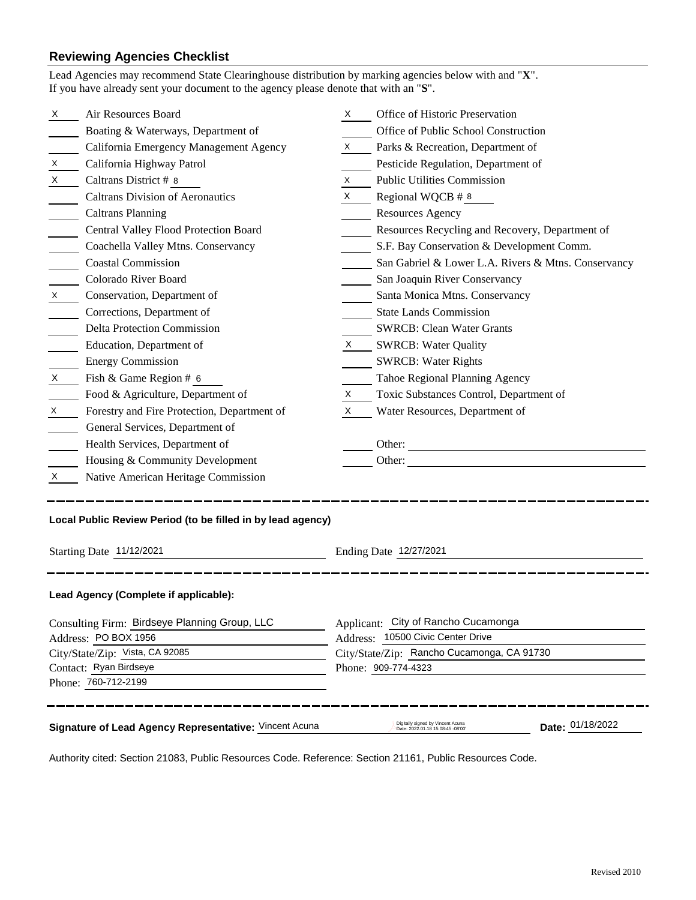## Reviewing Agencies Checklist

Lead Agencies may recommend State Clearinghouse distribution by marking agencies below with and "**X**".
If you have already sent your document to the agency please denote that with an "**S**".

| | | | |
|---|---|---|---|
| X | Air Resources Board | X | Office of Historic Preservation |
| | Boating & Waterways, Department of | | Office of Public School Construction |
| | California Emergency Management Agency | X | Parks & Recreation, Department of |
| X | California Highway Patrol | | Pesticide Regulation, Department of |
| X | Caltrans District # 8 | X | Public Utilities Commission |
| | Caltrans Division of Aeronautics | X | Regional WQCB # 8 |
| | Caltrans Planning | | Resources Agency |
| | Central Valley Flood Protection Board | | Resources Recycling and Recovery, Department of |
| | Coachella Valley Mtns. Conservancy | | S.F. Bay Conservation & Development Comm. |
| | Coastal Commission | | San Gabriel & Lower L.A. Rivers & Mtns. Conservancy |
| | Colorado River Board | | San Joaquin River Conservancy |
| X | Conservation, Department of | | Santa Monica Mtns. Conservancy |
| | Corrections, Department of | | State Lands Commission |
| | Delta Protection Commission | | SWRCB: Clean Water Grants |
| | Education, Department of | X | SWRCB: Water Quality |
| | Energy Commission | | SWRCB: Water Rights |
| X | Fish & Game Region # 6 | | Tahoe Regional Planning Agency |
| | Food & Agriculture, Department of | X | Toxic Substances Control, Department of |
| X | Forestry and Fire Protection, Department of | X | Water Resources, Department of |
| | General Services, Department of | | |
| | Health Services, Department of | | Other: |
| | Housing & Community Development | | Other: |
| X | Native American Heritage Commission | | |

---

### Local Public Review Period (to be filled in by lead agency)

Starting Date 11/12/2021 Ending Date 12/27/2021

---

### Lead Agency (Complete if applicable):

Consulting Firm: Birdseye Planning Group, LLC
Address: PO BOX 1956
City/State/Zip: Vista, CA 92085
Contact: Ryan Birdseye
Phone: 760-712-2199

Applicant: City of Rancho Cucamonga
Address: 10500 Civic Center Drive
City/State/Zip: Rancho Cucamonga, CA 91730
Phone: 909-774-4323

---

**Signature of Lead Agency Representative:** Vincent Acuna Digitally signed by Vincent Acuna Date: 2022.01.18 15:08:45 -08'00' **Date:** 01/18/2022

Authority cited: Section 21083, Public Resources Code. Reference: Section 21161, Public Resources Code.

Revised 2010